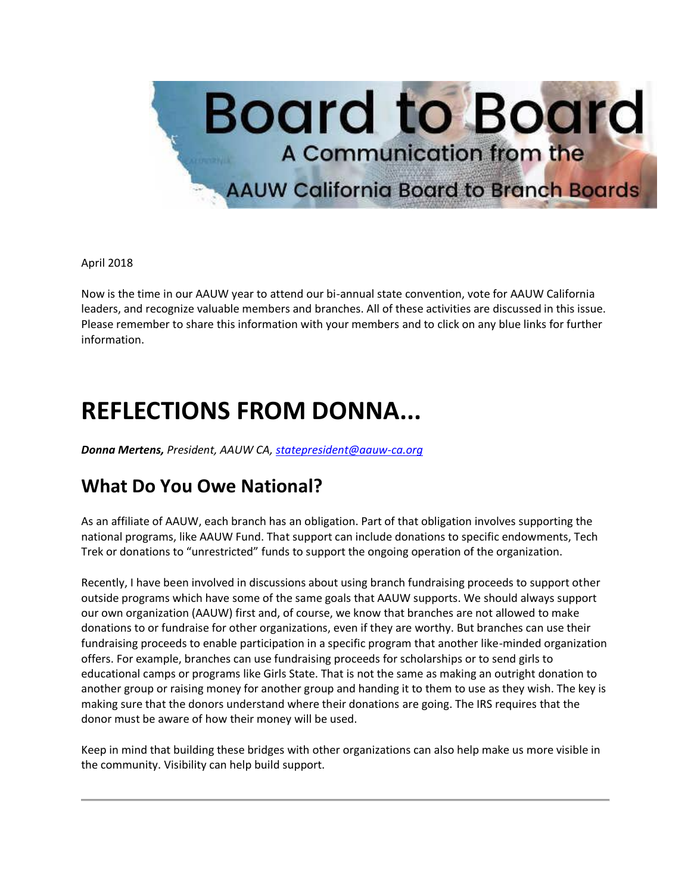# Board to Board

A Communication from the AAUW California Board to Branch Boards

April 2018

Now is the time in our AAUW year to attend our bi-annual state convention, vote for AAUW California leaders, and recognize valuable members and branches. All of these activities are discussed in this issue. Please remember to share this information with your members and to click on any blue links for further information.

# REFLECTIONS FROM DONNA...

***Donna Mertens,*** *President, AAUW CA, statepresident@aauw-ca.org*

## What Do You Owe National?

As an affiliate of AAUW, each branch has an obligation. Part of that obligation involves supporting the national programs, like AAUW Fund. That support can include donations to specific endowments, Tech Trek or donations to "unrestricted" funds to support the ongoing operation of the organization.

Recently, I have been involved in discussions about using branch fundraising proceeds to support other outside programs which have some of the same goals that AAUW supports. We should always support our own organization (AAUW) first and, of course, we know that branches are not allowed to make donations to or fundraise for other organizations, even if they are worthy. But branches can use their fundraising proceeds to enable participation in a specific program that another like-minded organization offers. For example, branches can use fundraising proceeds for scholarships or to send girls to educational camps or programs like Girls State. That is not the same as making an outright donation to another group or raising money for another group and handing it to them to use as they wish. The key is making sure that the donors understand where their donations are going. The IRS requires that the donor must be aware of how their money will be used.

Keep in mind that building these bridges with other organizations can also help make us more visible in the community. Visibility can help build support.

---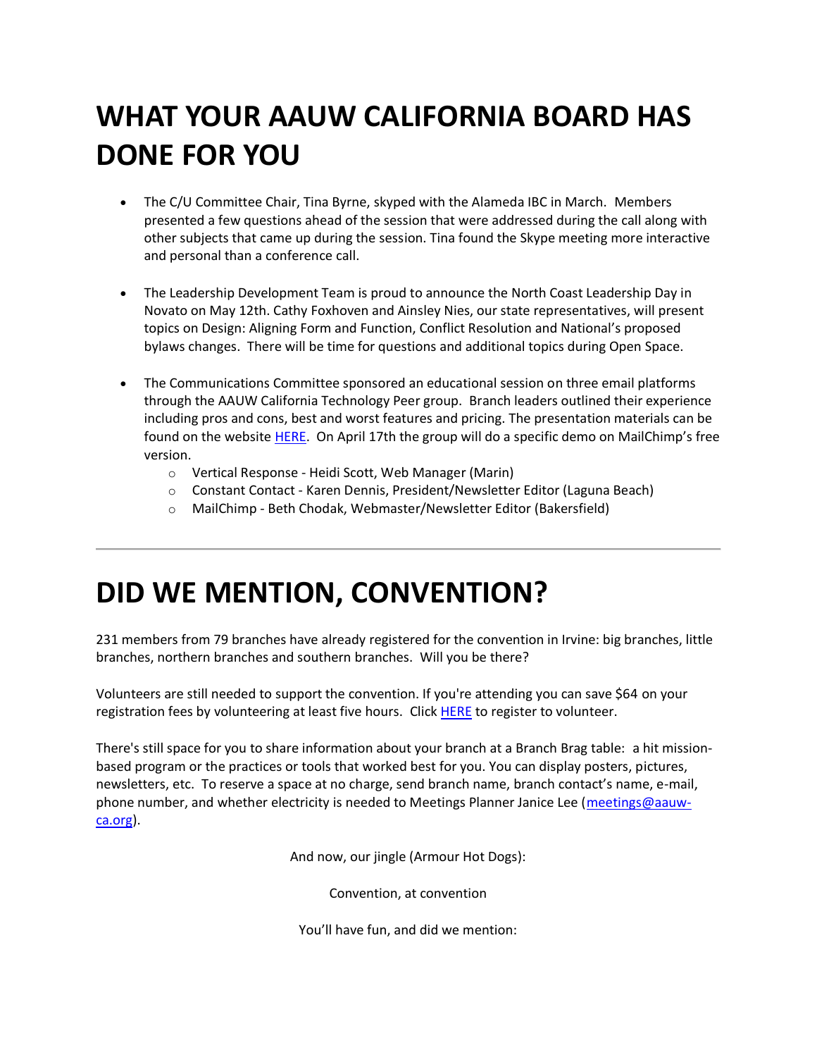# WHAT YOUR AAUW CALIFORNIA BOARD HAS DONE FOR YOU

- The C/U Committee Chair, Tina Byrne, skyped with the Alameda IBC in March. Members presented a few questions ahead of the session that were addressed during the call along with other subjects that came up during the session. Tina found the Skype meeting more interactive and personal than a conference call.

- The Leadership Development Team is proud to announce the North Coast Leadership Day in Novato on May 12th. Cathy Foxhoven and Ainsley Nies, our state representatives, will present topics on Design: Aligning Form and Function, Conflict Resolution and National's proposed bylaws changes. There will be time for questions and additional topics during Open Space.

- The Communications Committee sponsored an educational session on three email platforms through the AAUW California Technology Peer group. Branch leaders outlined their experience including pros and cons, best and worst features and pricing. The presentation materials can be found on the website HERE. On April 17th the group will do a specific demo on MailChimp's free version.
    - Vertical Response - Heidi Scott, Web Manager (Marin)
    - Constant Contact - Karen Dennis, President/Newsletter Editor (Laguna Beach)
    - MailChimp - Beth Chodak, Webmaster/Newsletter Editor (Bakersfield)

---

# DID WE MENTION, CONVENTION?

231 members from 79 branches have already registered for the convention in Irvine: big branches, little branches, northern branches and southern branches. Will you be there?

Volunteers are still needed to support the convention. If you're attending you can save $64 on your registration fees by volunteering at least five hours. Click HERE to register to volunteer.

There's still space for you to share information about your branch at a Branch Brag table: a hit mission-based program or the practices or tools that worked best for you. You can display posters, pictures, newsletters, etc. To reserve a space at no charge, send branch name, branch contact's name, e-mail, phone number, and whether electricity is needed to Meetings Planner Janice Lee (meetings@aauw-ca.org).

And now, our jingle (Armour Hot Dogs):

Convention, at convention

You'll have fun, and did we mention: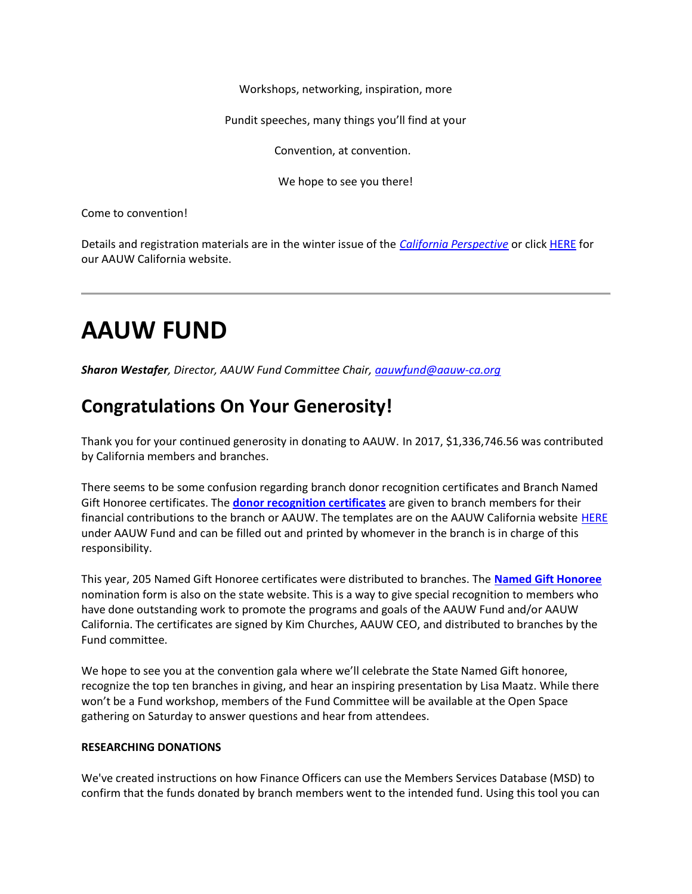Workshops, networking, inspiration, more

Pundit speeches, many things you'll find at your

Convention, at convention.

We hope to see you there!

Come to convention!

Details and registration materials are in the winter issue of the *California Perspective* or click HERE for our AAUW California website.

---

# AAUW FUND

***Sharon Westafer**, Director, AAUW Fund Committee Chair, aauwfund@aauw-ca.org*

## Congratulations On Your Generosity!

Thank you for your continued generosity in donating to AAUW. In 2017, $1,336,746.56 was contributed by California members and branches.

There seems to be some confusion regarding branch donor recognition certificates and Branch Named Gift Honoree certificates. The **donor recognition certificates** are given to branch members for their financial contributions to the branch or AAUW. The templates are on the AAUW California website HERE under AAUW Fund and can be filled out and printed by whomever in the branch is in charge of this responsibility.

This year, 205 Named Gift Honoree certificates were distributed to branches. The **Named Gift Honoree** nomination form is also on the state website. This is a way to give special recognition to members who have done outstanding work to promote the programs and goals of the AAUW Fund and/or AAUW California. The certificates are signed by Kim Churches, AAUW CEO, and distributed to branches by the Fund committee.

We hope to see you at the convention gala where we'll celebrate the State Named Gift honoree, recognize the top ten branches in giving, and hear an inspiring presentation by Lisa Maatz. While there won't be a Fund workshop, members of the Fund Committee will be available at the Open Space gathering on Saturday to answer questions and hear from attendees.

**RESEARCHING DONATIONS**

We've created instructions on how Finance Officers can use the Members Services Database (MSD) to confirm that the funds donated by branch members went to the intended fund. Using this tool you can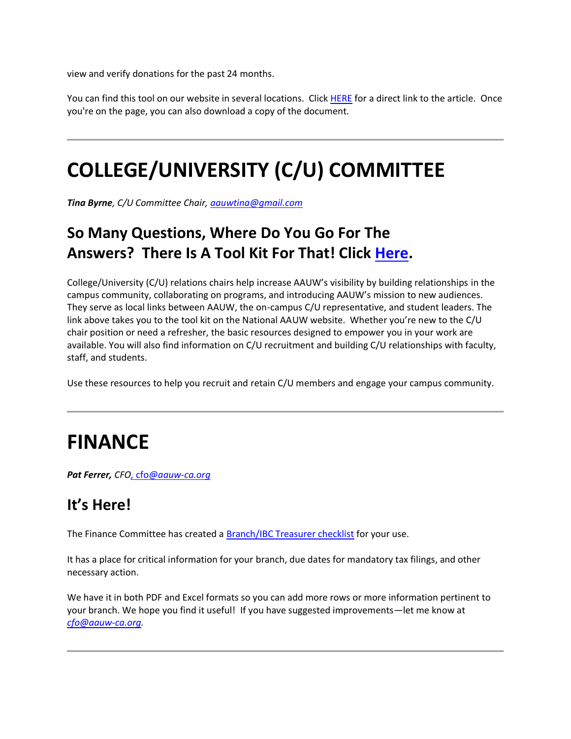view and verify donations for the past 24 months.

You can find this tool on our website in several locations. Click HERE for a direct link to the article. Once you're on the page, you can also download a copy of the document.

---

# COLLEGE/UNIVERSITY (C/U) COMMITTEE

***Tina Byrne**, C/U Committee Chair, aauwtina@gmail.com*

## So Many Questions, Where Do You Go For The Answers? There Is A Tool Kit For That! Click Here.

College/University (C/U) relations chairs help increase AAUW's visibility by building relationships in the campus community, collaborating on programs, and introducing AAUW's mission to new audiences. They serve as local links between AAUW, the on-campus C/U representative, and student leaders. The link above takes you to the tool kit on the National AAUW website. Whether you're new to the C/U chair position or need a refresher, the basic resources designed to empower you in your work are available. You will also find information on C/U recruitment and building C/U relationships with faculty, staff, and students.

Use these resources to help you recruit and retain C/U members and engage your campus community.

---

# FINANCE

***Pat Ferrer,** CFO, cfo@aauw-ca.org*

## It's Here!

The Finance Committee has created a Branch/IBC Treasurer checklist for your use.

It has a place for critical information for your branch, due dates for mandatory tax filings, and other necessary action.

We have it in both PDF and Excel formats so you can add more rows or more information pertinent to your branch. We hope you find it useful! If you have suggested improvements—let me know at *cfo@aauw-ca.org*.

---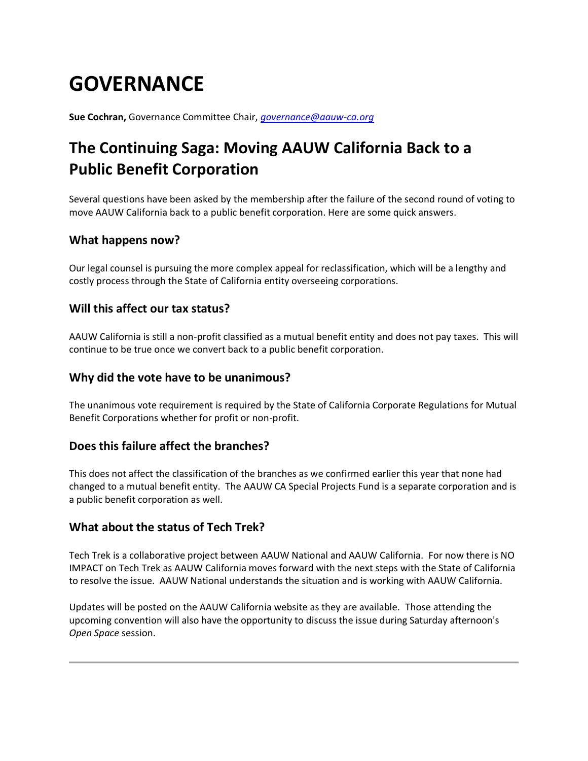# GOVERNANCE

**Sue Cochran,** Governance Committee Chair, *governance@aauw-ca.org*

## The Continuing Saga: Moving AAUW California Back to a Public Benefit Corporation

Several questions have been asked by the membership after the failure of the second round of voting to move AAUW California back to a public benefit corporation. Here are some quick answers.

### What happens now?

Our legal counsel is pursuing the more complex appeal for reclassification, which will be a lengthy and costly process through the State of California entity overseeing corporations.

### Will this affect our tax status?

AAUW California is still a non-profit classified as a mutual benefit entity and does not pay taxes. This will continue to be true once we convert back to a public benefit corporation.

### Why did the vote have to be unanimous?

The unanimous vote requirement is required by the State of California Corporate Regulations for Mutual Benefit Corporations whether for profit or non-profit.

### Does this failure affect the branches?

This does not affect the classification of the branches as we confirmed earlier this year that none had changed to a mutual benefit entity. The AAUW CA Special Projects Fund is a separate corporation and is a public benefit corporation as well.

### What about the status of Tech Trek?

Tech Trek is a collaborative project between AAUW National and AAUW California. For now there is NO IMPACT on Tech Trek as AAUW California moves forward with the next steps with the State of California to resolve the issue. AAUW National understands the situation and is working with AAUW California.

Updates will be posted on the AAUW California website as they are available. Those attending the upcoming convention will also have the opportunity to discuss the issue during Saturday afternoon's *Open Space* session.

---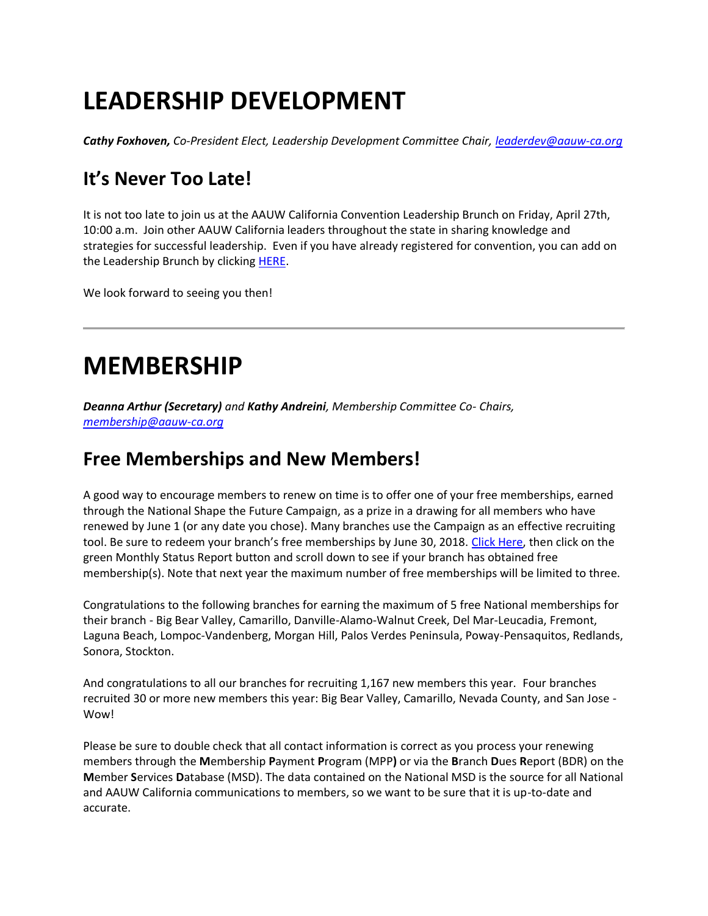# LEADERSHIP DEVELOPMENT

***Cathy Foxhoven,*** *Co-President Elect, Leadership Development Committee Chair, leaderdev@aauw-ca.org*

## It's Never Too Late!

It is not too late to join us at the AAUW California Convention Leadership Brunch on Friday, April 27th, 10:00 a.m. Join other AAUW California leaders throughout the state in sharing knowledge and strategies for successful leadership. Even if you have already registered for convention, you can add on the Leadership Brunch by clicking HERE.

We look forward to seeing you then!

---

# MEMBERSHIP

***Deanna Arthur (Secretary)*** *and* ***Kathy Andreini****, Membership Committee Co- Chairs, membership@aauw-ca.org*

## Free Memberships and New Members!

A good way to encourage members to renew on time is to offer one of your free memberships, earned through the National Shape the Future Campaign, as a prize in a drawing for all members who have renewed by June 1 (or any date you chose). Many branches use the Campaign as an effective recruiting tool. Be sure to redeem your branch's free memberships by June 30, 2018. Click Here, then click on the green Monthly Status Report button and scroll down to see if your branch has obtained free membership(s). Note that next year the maximum number of free memberships will be limited to three.

Congratulations to the following branches for earning the maximum of 5 free National memberships for their branch - Big Bear Valley, Camarillo, Danville-Alamo-Walnut Creek, Del Mar-Leucadia, Fremont, Laguna Beach, Lompoc-Vandenberg, Morgan Hill, Palos Verdes Peninsula, Poway-Pensaquitos, Redlands, Sonora, Stockton.

And congratulations to all our branches for recruiting 1,167 new members this year. Four branches recruited 30 or more new members this year: Big Bear Valley, Camarillo, Nevada County, and San Jose - Wow!

Please be sure to double check that all contact information is correct as you process your renewing members through the **M**embership **P**ayment **P**rogram (MPP**)** or via the **B**ranch **D**ues **R**eport (BDR) on the **M**ember **S**ervices **D**atabase (MSD). The data contained on the National MSD is the source for all National and AAUW California communications to members, so we want to be sure that it is up-to-date and accurate.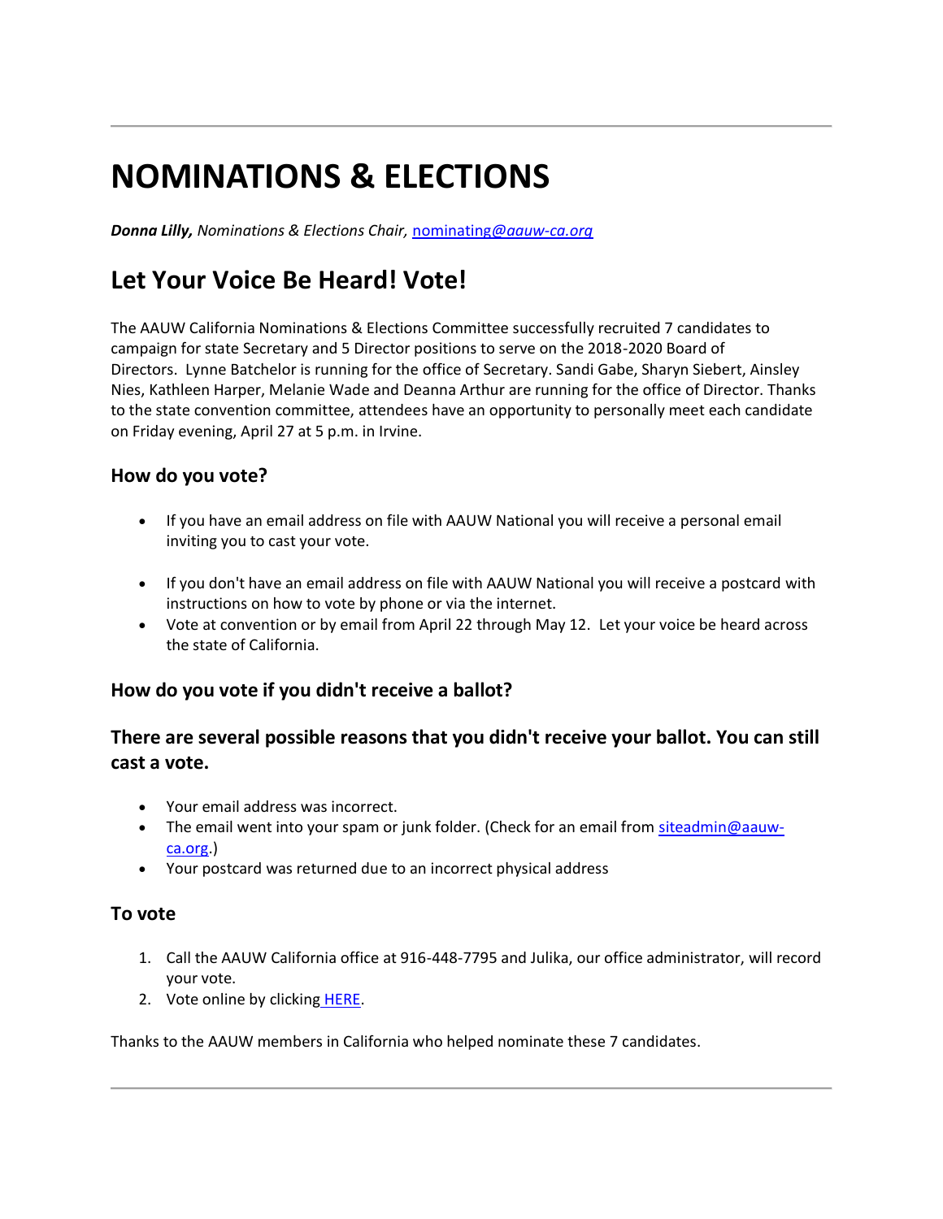# NOMINATIONS & ELECTIONS

***Donna Lilly,*** *Nominations & Elections Chair,* [nominating@*aauw-ca.org*](mailto:nominating@aauw-ca.org)

## Let Your Voice Be Heard! Vote!

The AAUW California Nominations & Elections Committee successfully recruited 7 candidates to campaign for state Secretary and 5 Director positions to serve on the 2018-2020 Board of Directors. Lynne Batchelor is running for the office of Secretary. Sandi Gabe, Sharyn Siebert, Ainsley Nies, Kathleen Harper, Melanie Wade and Deanna Arthur are running for the office of Director. Thanks to the state convention committee, attendees have an opportunity to personally meet each candidate on Friday evening, April 27 at 5 p.m. in Irvine.

### How do you vote?

- If you have an email address on file with AAUW National you will receive a personal email inviting you to cast your vote.

- If you don't have an email address on file with AAUW National you will receive a postcard with instructions on how to vote by phone or via the internet.
- Vote at convention or by email from April 22 through May 12. Let your voice be heard across the state of California.

### How do you vote if you didn't receive a ballot?

### There are several possible reasons that you didn't receive your ballot. You can still cast a vote.

- Your email address was incorrect.
- The email went into your spam or junk folder. (Check for an email from [siteadmin@aauw-ca.org](mailto:siteadmin@aauw-ca.org).)
- Your postcard was returned due to an incorrect physical address

### To vote

1. Call the AAUW California office at 916-448-7795 and Julika, our office administrator, will record your vote.
2. Vote online by clicking HERE.

Thanks to the AAUW members in California who helped nominate these 7 candidates.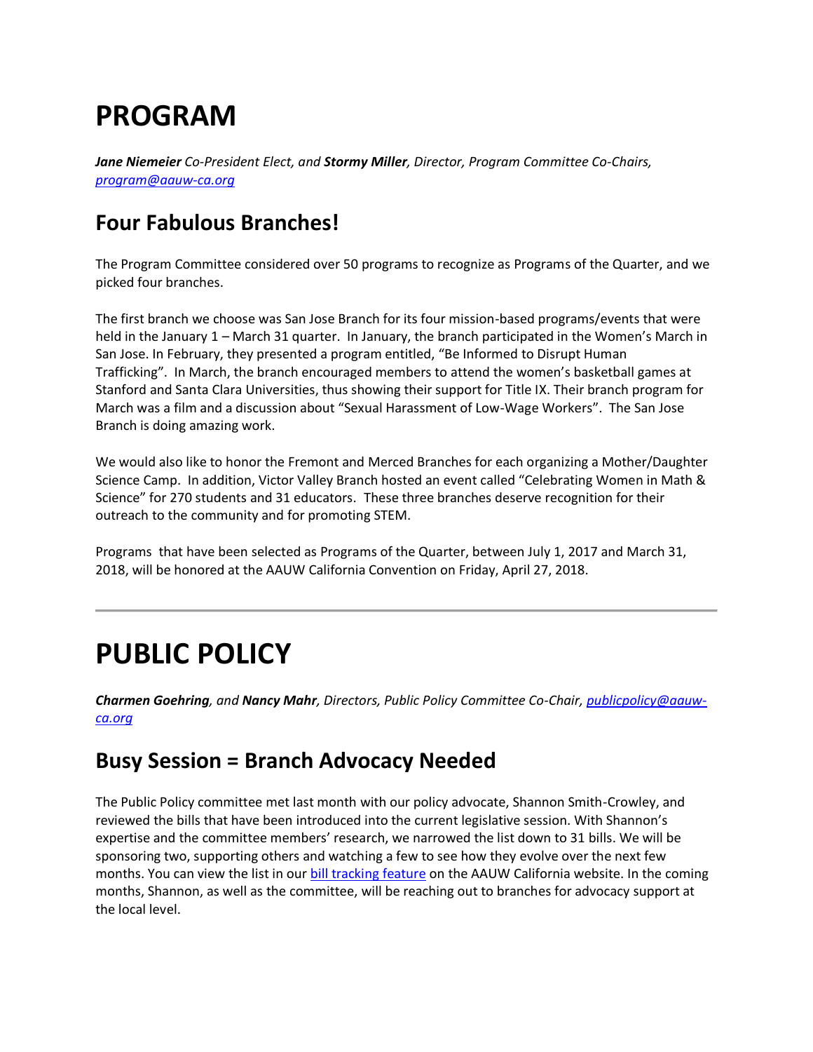# PROGRAM

***Jane Niemeier*** *Co-President Elect, and* ***Stormy Miller****, Director, Program Committee Co-Chairs,* *[program@aauw-ca.org](mailto:program@aauw-ca.org)*

## Four Fabulous Branches!

The Program Committee considered over 50 programs to recognize as Programs of the Quarter, and we picked four branches.

The first branch we choose was San Jose Branch for its four mission-based programs/events that were held in the January 1 – March 31 quarter. In January, the branch participated in the Women's March in San Jose. In February, they presented a program entitled, "Be Informed to Disrupt Human Trafficking". In March, the branch encouraged members to attend the women's basketball games at Stanford and Santa Clara Universities, thus showing their support for Title IX. Their branch program for March was a film and a discussion about "Sexual Harassment of Low-Wage Workers". The San Jose Branch is doing amazing work.

We would also like to honor the Fremont and Merced Branches for each organizing a Mother/Daughter Science Camp. In addition, Victor Valley Branch hosted an event called "Celebrating Women in Math & Science" for 270 students and 31 educators. These three branches deserve recognition for their outreach to the community and for promoting STEM.

Programs that have been selected as Programs of the Quarter, between July 1, 2017 and March 31, 2018, will be honored at the AAUW California Convention on Friday, April 27, 2018.

---

# PUBLIC POLICY

***Charmen Goehring****, and* ***Nancy Mahr****, Directors, Public Policy Committee Co-Chair,* *[publicpolicy@aauw-ca.org](mailto:publicpolicy@aauw-ca.org)*

## Busy Session = Branch Advocacy Needed

The Public Policy committee met last month with our policy advocate, Shannon Smith-Crowley, and reviewed the bills that have been introduced into the current legislative session. With Shannon's expertise and the committee members' research, we narrowed the list down to 31 bills. We will be sponsoring two, supporting others and watching a few to see how they evolve over the next few months. You can view the list in our bill tracking feature on the AAUW California website. In the coming months, Shannon, as well as the committee, will be reaching out to branches for advocacy support at the local level.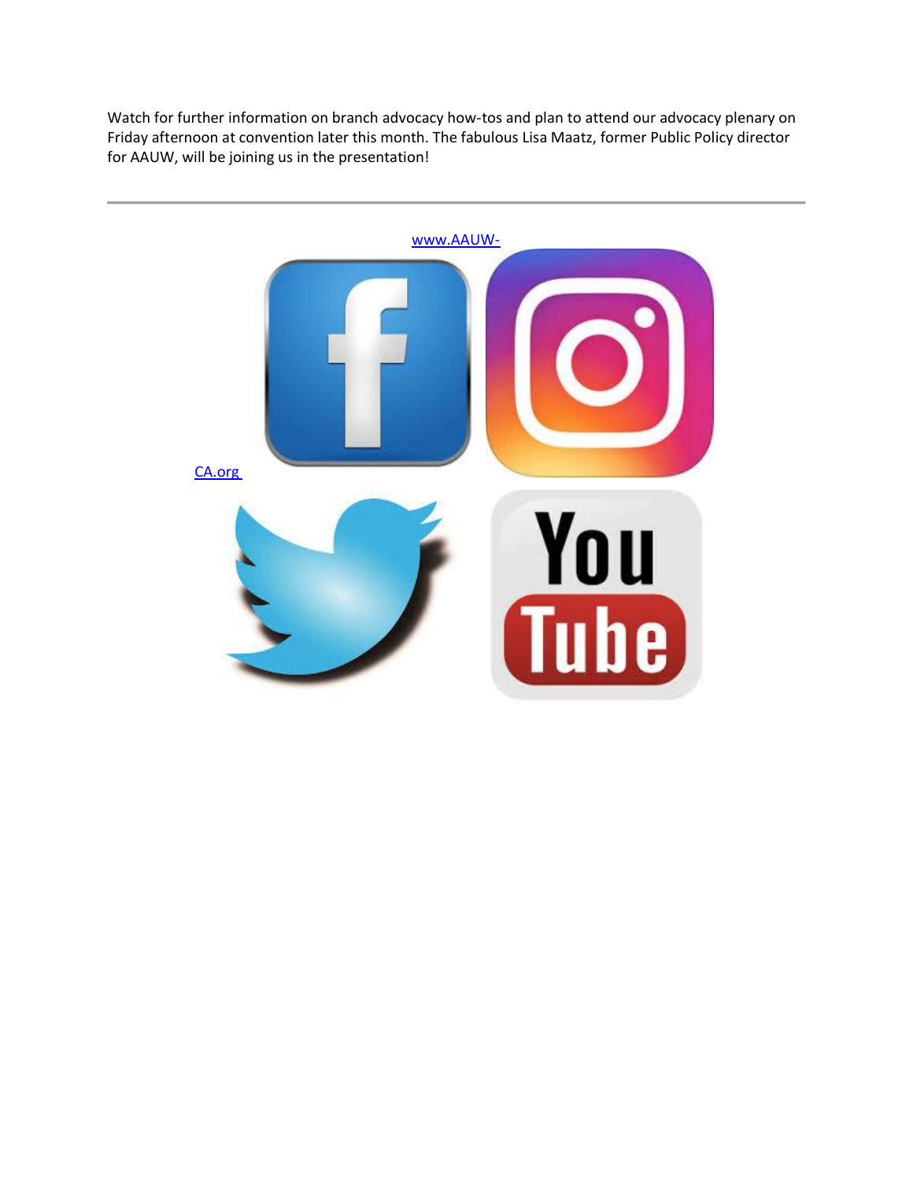Watch for further information on branch advocacy how-tos and plan to attend our advocacy plenary on Friday afternoon at convention later this month. The fabulous Lisa Maatz, former Public Policy director for AAUW, will be joining us in the presentation!

---

www.AAUW-CA.org